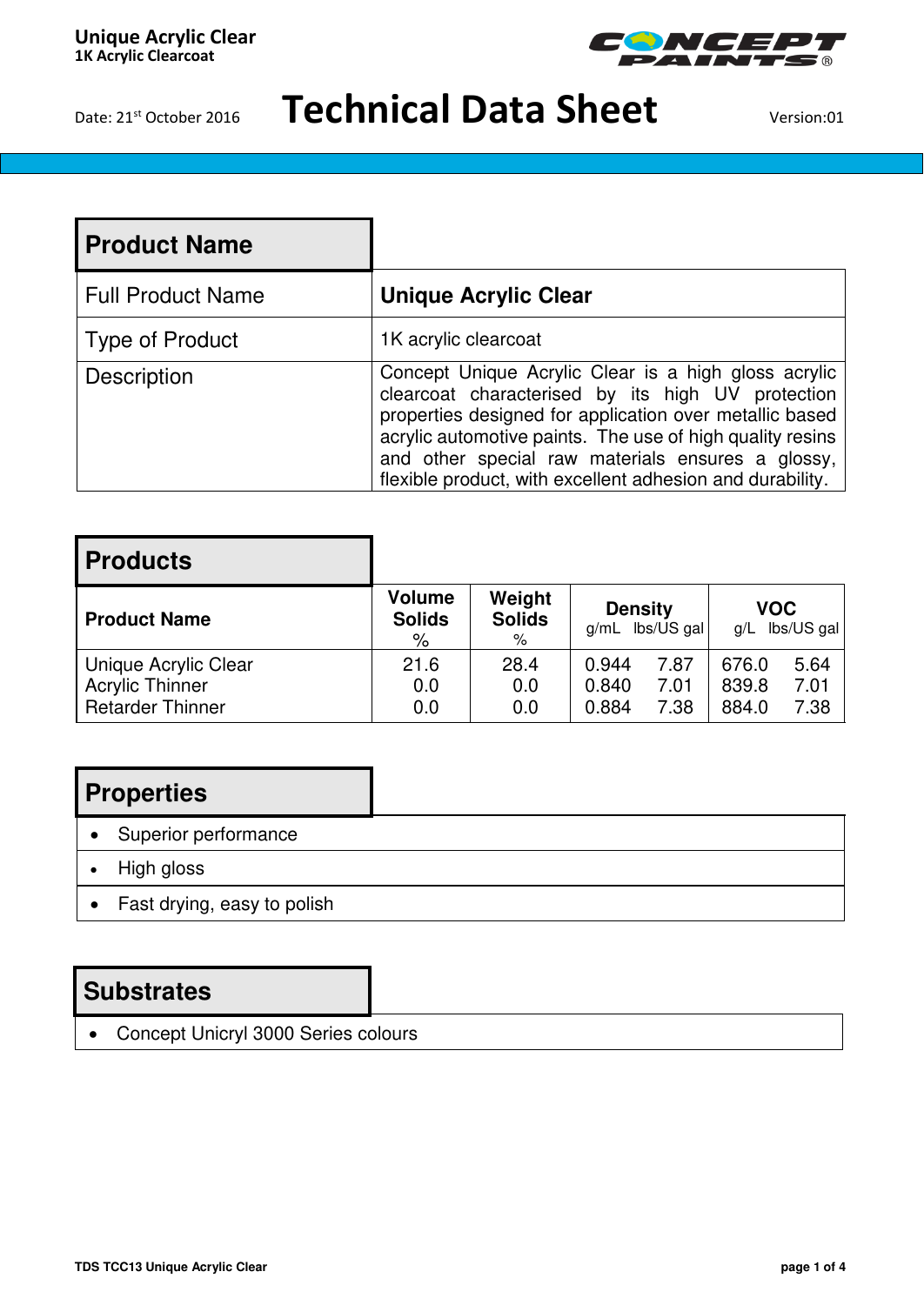**Unique Acrylic Clear**
**1K Acrylic Clearcoat**

Date: 21st October 2016

# Technical Data Sheet

Version:01

## Product Name

| | |
|---|---|
| Full Product Name | **Unique Acrylic Clear** |
| Type of Product | 1K acrylic clearcoat |
| Description | Concept Unique Acrylic Clear is a high gloss acrylic clearcoat characterised by its high UV protection properties designed for application over metallic based acrylic automotive paints. The use of high quality resins and other special raw materials ensures a glossy, flexible product, with excellent adhesion and durability. |

## Products

| Product Name | Volume Solids % | Weight Solids % | Density g/mL | Density lbs/US gal | VOC g/L | VOC lbs/US gal |
|---|---|---|---|---|---|---|
| Unique Acrylic Clear | 21.6 | 28.4 | 0.944 | 7.87 | 676.0 | 5.64 |
| Acrylic Thinner | 0.0 | 0.0 | 0.840 | 7.01 | 839.8 | 7.01 |
| Retarder Thinner | 0.0 | 0.0 | 0.884 | 7.38 | 884.0 | 7.38 |

## Properties

- Superior performance
- High gloss
- Fast drying, easy to polish

## Substrates

- Concept Unicryl 3000 Series colours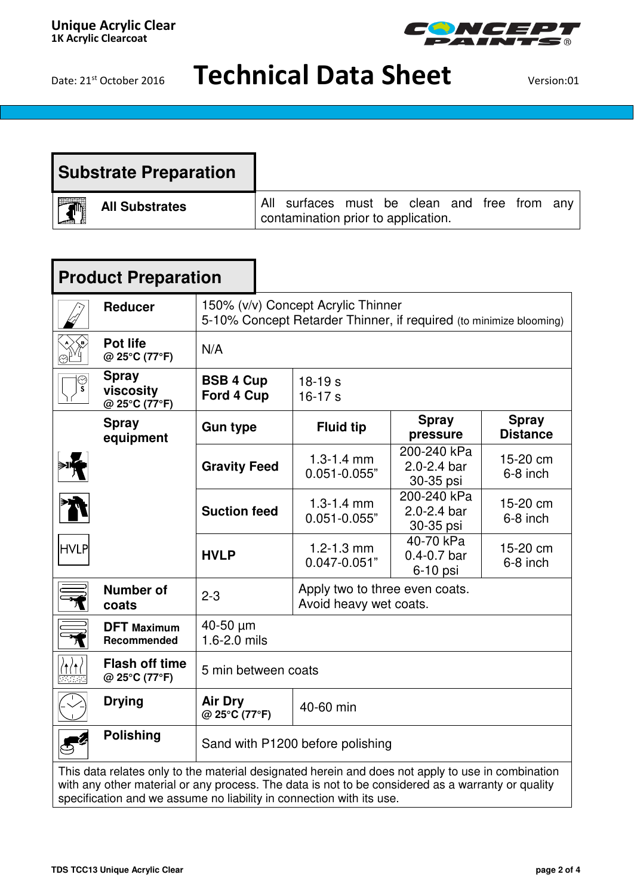Unique Acrylic Clear
1K Acrylic Clearcoat

Date: 21st October 2016

# Technical Data Sheet

Version:01

## Substrate Preparation

| | |
|---|---|
| **All Substrates** | All surfaces must be clean and free from any contamination prior to application. |

## Product Preparation

| | | | | |
|---|---|---|---|---|
| **Reducer** | 150% (v/v) Concept Acrylic Thinner<br>5-10% Concept Retarder Thinner, if required (to minimize blooming) | | | |
| **Pot life** @ 25°C (77°F) | N/A | | | |
| **Spray viscosity** @ 25°C (77°F) | **BSB 4 Cup**<br>**Ford 4 Cup** | 18-19 s<br>16-17 s | | |
| **Spray equipment** | **Gun type** | **Fluid tip** | **Spray pressure** | **Spray Distance** |
| | **Gravity Feed** | 1.3-1.4 mm<br>0.051-0.055” | 200-240 kPa<br>2.0-2.4 bar<br>30-35 psi | 15-20 cm<br>6-8 inch |
| | **Suction feed** | 1.3-1.4 mm<br>0.051-0.055” | 200-240 kPa<br>2.0-2.4 bar<br>30-35 psi | 15-20 cm<br>6-8 inch |
| HVLP | **HVLP** | 1.2-1.3 mm<br>0.047-0.051” | 40-70 kPa<br>0.4-0.7 bar<br>6-10 psi | 15-20 cm<br>6-8 inch |
| **Number of coats** | 2-3 | Apply two to three even coats.<br>Avoid heavy wet coats. | | |
| **DFT Maximum Recommended** | 40-50 µm<br>1.6-2.0 mils | | | |
| **Flash off time** @ 25°C (77°F) | 5 min between coats | | | |
| **Drying** | **Air Dry** @ 25°C (77°F) | 40-60 min | | |
| **Polishing** | Sand with P1200 before polishing | | | |

This data relates only to the material designated herein and does not apply to use in combination with any other material or any process. The data is not to be considered as a warranty or quality specification and we assume no liability in connection with its use.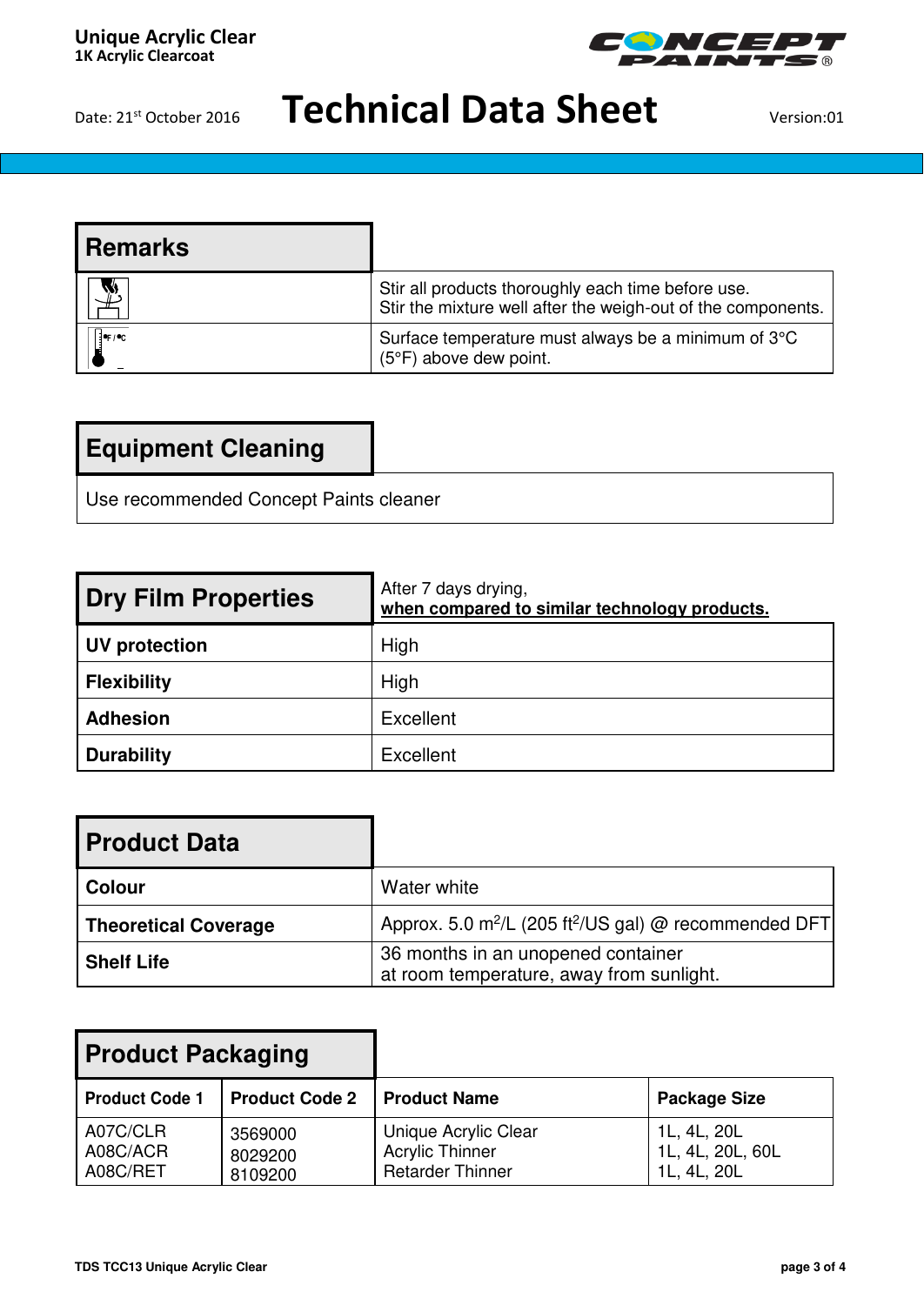Unique Acrylic Clear
1K Acrylic Clearcoat

Date: 21st October 2016

# Technical Data Sheet

Version:01

## Remarks

| | |
|---|---|
| | Stir all products thoroughly each time before use.<br>Stir the mixture well after the weigh-out of the components. |
| °F / °C | Surface temperature must always be a minimum of 3°C (5°F) above dew point. |

## Equipment Cleaning

Use recommended Concept Paints cleaner

## Dry Film Properties

After 7 days drying,
**when compared to similar technology products.**

| | |
|---|---|
| **UV protection** | High |
| **Flexibility** | High |
| **Adhesion** | Excellent |
| **Durability** | Excellent |

## Product Data

| | |
|---|---|
| **Colour** | Water white |
| **Theoretical Coverage** | Approx. 5.0 $m^2$/L (205 $ft^2$/US gal) @ recommended DFT |
| **Shelf Life** | 36 months in an unopened container<br>at room temperature, away from sunlight. |

## Product Packaging

| Product Code 1 | Product Code 2 | Product Name | Package Size |
|---|---|---|---|
| A07C/CLR | 3569000 | Unique Acrylic Clear | 1L, 4L, 20L |
| A08C/ACR | 8029200 | Acrylic Thinner | 1L, 4L, 20L, 60L |
| A08C/RET | 8109200 | Retarder Thinner | 1L, 4L, 20L |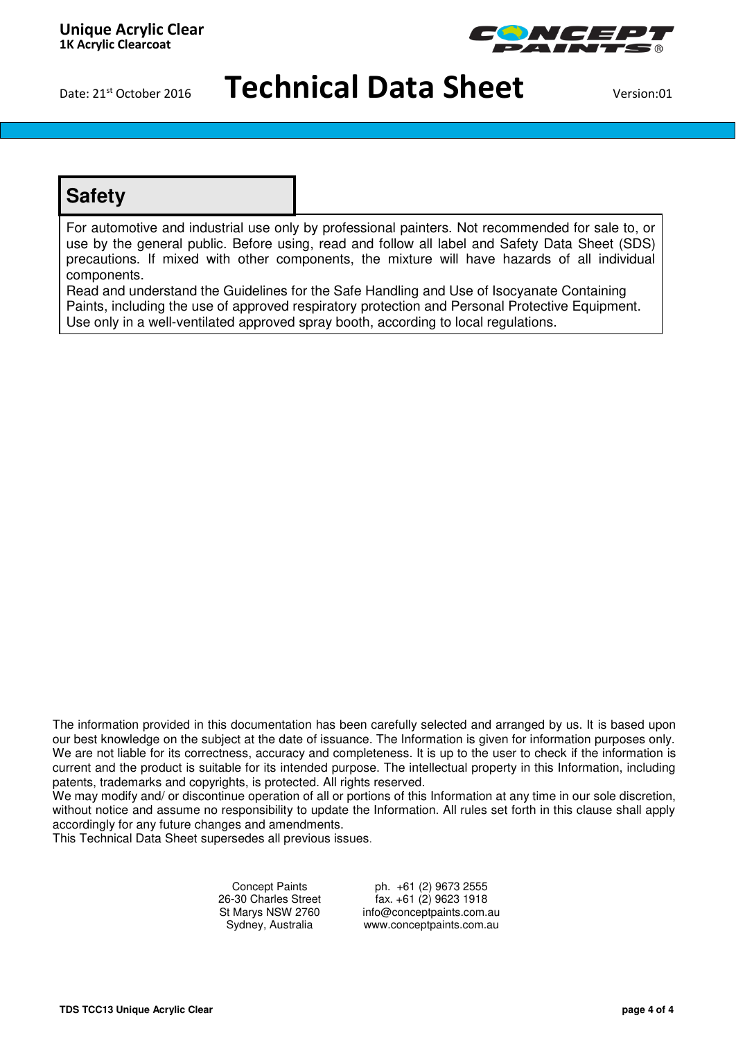## Safety

For automotive and industrial use only by professional painters. Not recommended for sale to, or use by the general public. Before using, read and follow all label and Safety Data Sheet (SDS) precautions. If mixed with other components, the mixture will have hazards of all individual components.
Read and understand the Guidelines for the Safe Handling and Use of Isocyanate Containing Paints, including the use of approved respiratory protection and Personal Protective Equipment.
Use only in a well-ventilated approved spray booth, according to local regulations.

The information provided in this documentation has been carefully selected and arranged by us. It is based upon our best knowledge on the subject at the date of issuance. The Information is given for information purposes only. We are not liable for its correctness, accuracy and completeness. It is up to the user to check if the information is current and the product is suitable for its intended purpose. The intellectual property in this Information, including patents, trademarks and copyrights, is protected. All rights reserved.
We may modify and/ or discontinue operation of all or portions of this Information at any time in our sole discretion, without notice and assume no responsibility to update the Information. All rules set forth in this clause shall apply accordingly for any future changes and amendments.
This Technical Data Sheet supersedes all previous issues.

Concept Paints
26-30 Charles Street
St Marys NSW 2760
Sydney, Australia

ph. +61 (2) 9673 2555
fax. +61 (2) 9623 1918
info@conceptpaints.com.au
www.conceptpaints.com.au